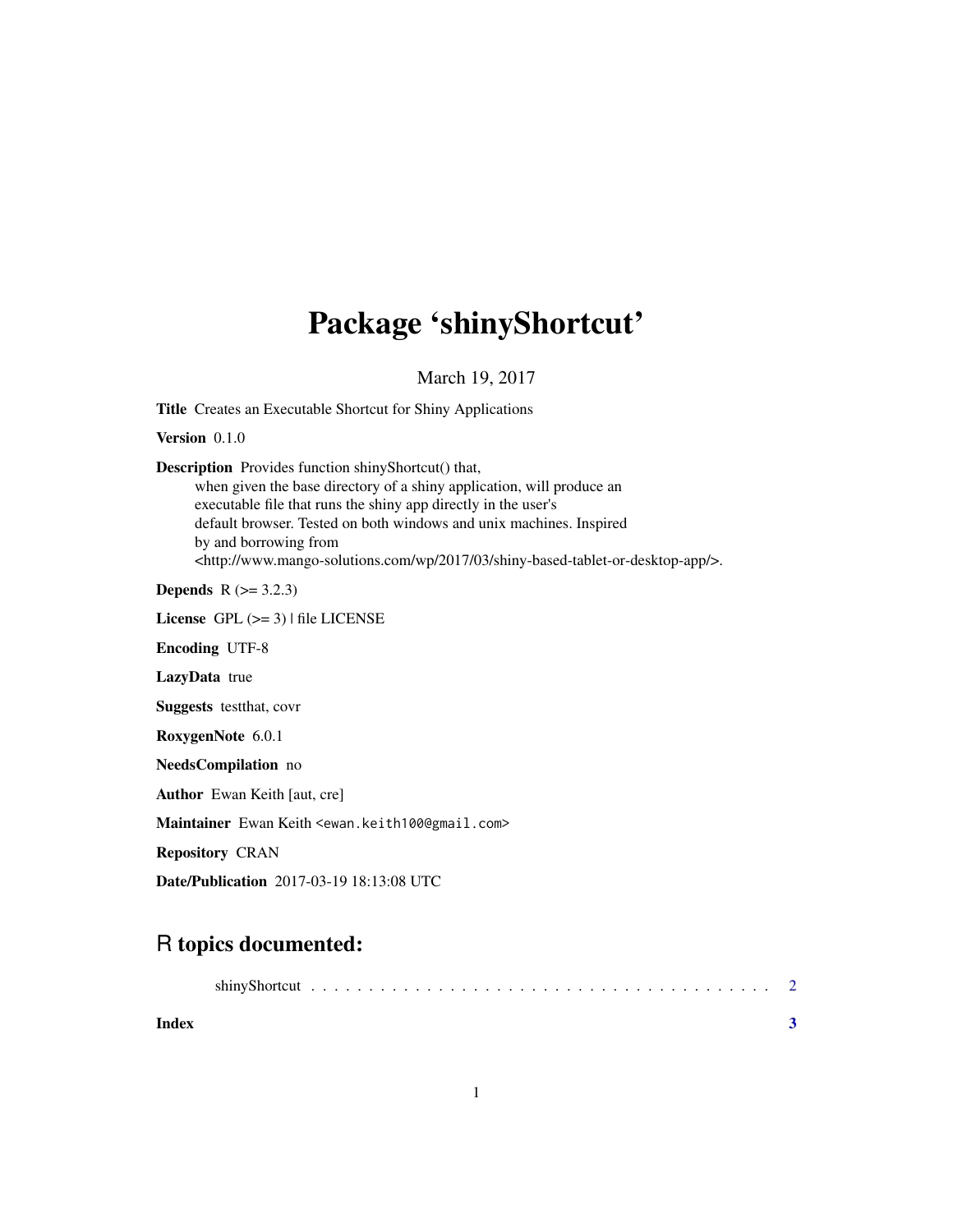# Package 'shinyShortcut'

March 19, 2017

**Title** Creates an Executable Shortcut for Shiny Applications

**Version** 0.1.0

**Description** Provides function shinyShortcut() that,
when given the base directory of a shiny application, will produce an
executable file that runs the shiny app directly in the user's
default browser. Tested on both windows and unix machines. Inspired
by and borrowing from
<http://www.mango-solutions.com/wp/2017/03/shiny-based-tablet-or-desktop-app/>.

**Depends** R (>= 3.2.3)

**License** GPL (>= 3) | file LICENSE

**Encoding** UTF-8

**LazyData** true

**Suggests** testthat, covr

**RoxygenNote** 6.0.1

**NeedsCompilation** no

**Author** Ewan Keith [aut, cre]

**Maintainer** Ewan Keith <ewan.keith100@gmail.com>

**Repository** CRAN

**Date/Publication** 2017-03-19 18:13:08 UTC

## R topics documented:

shinyShortcut . . . . . . . . . . . . . . . . . . . . . . . . . . . . . . . . . . . . . . . 2

**Index** **3**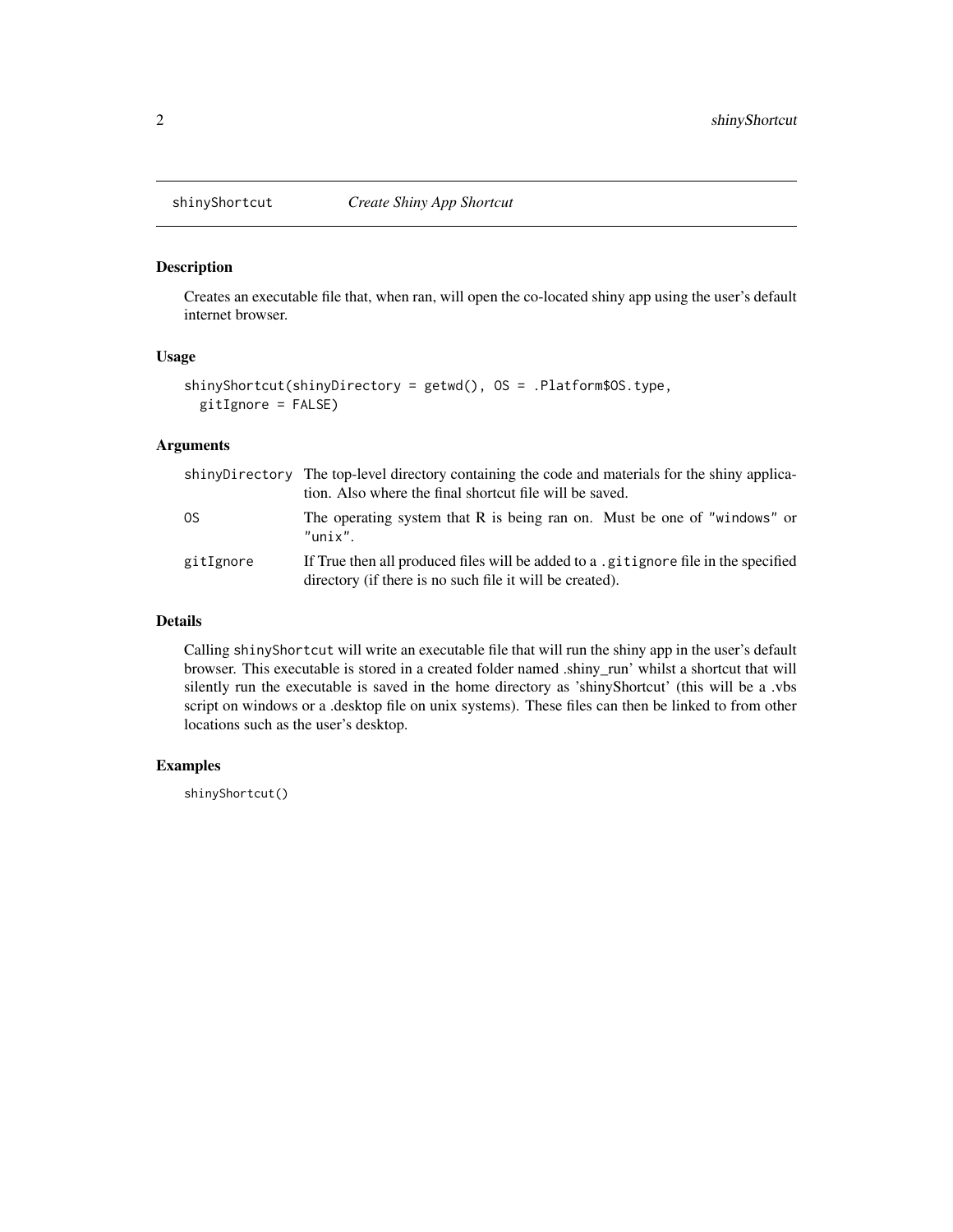shinyShortcut *Create Shiny App Shortcut*

### Description

Creates an executable file that, when ran, will open the co-located shiny app using the user's default internet browser.

### Usage

```
shinyShortcut(shinyDirectory = getwd(), OS = .Platform$OS.type,
  gitIgnore = FALSE)
```

### Arguments

| | |
|---|---|
| shinyDirectory | The top-level directory containing the code and materials for the shiny application. Also where the final shortcut file will be saved. |
| OS | The operating system that R is being ran on. Must be one of "windows" or "unix". |
| gitIgnore | If True then all produced files will be added to a `.gitignore` file in the specified directory (if there is no such file it will be created). |

### Details

Calling `shinyShortcut` will write an executable file that will run the shiny app in the user's default browser. This executable is stored in a created folder named .shiny_run' whilst a shortcut that will silently run the executable is saved in the home directory as 'shinyShortcut' (this will be a .vbs script on windows or a .desktop file on unix systems). These files can then be linked to from other locations such as the user's desktop.

### Examples

```
shinyShortcut()
```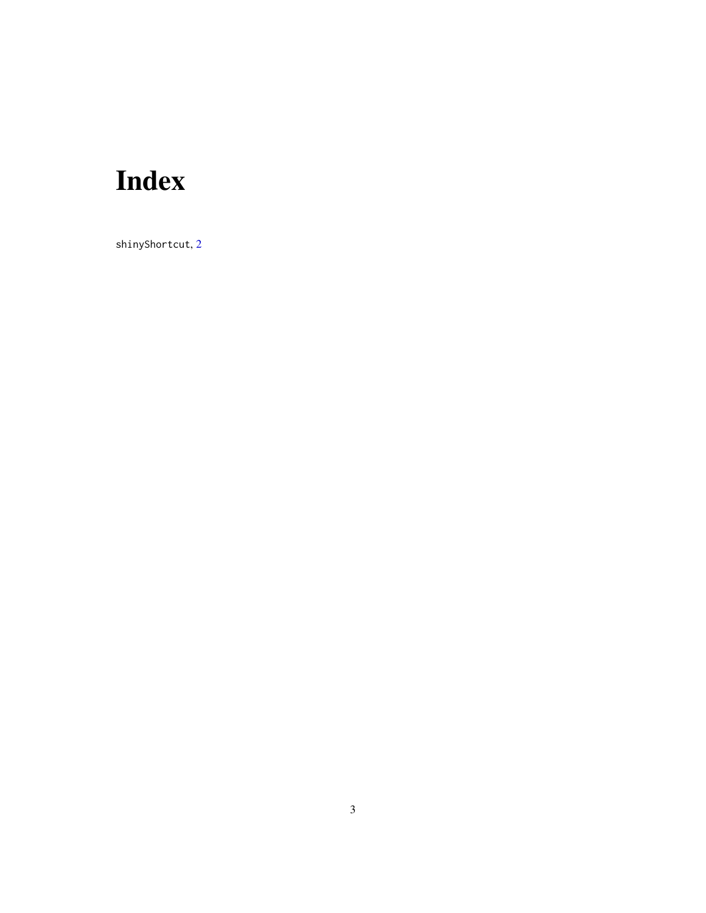# Index

`shinyShortcut`, 2